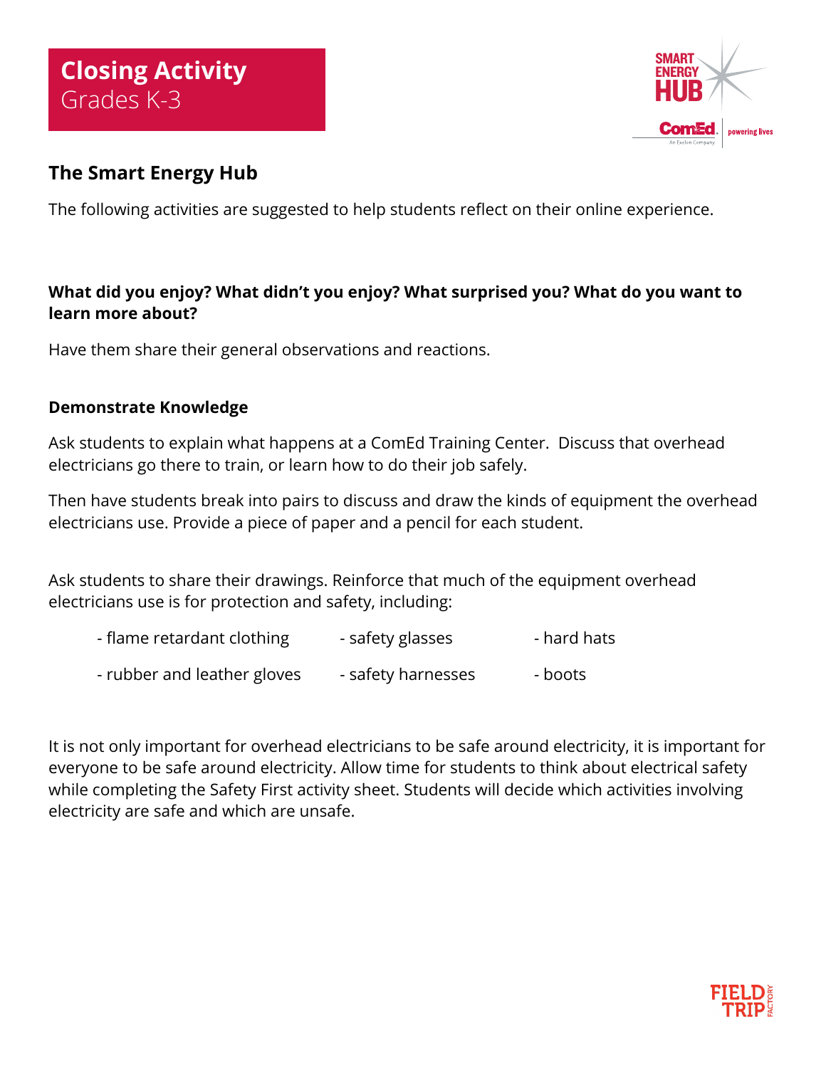# Closing Activity
Grades K-3

## The Smart Energy Hub

The following activities are suggested to help students reflect on their online experience.

**What did you enjoy? What didn't you enjoy? What surprised you? What do you want to learn more about?**

Have them share their general observations and reactions.

**Demonstrate Knowledge**

Ask students to explain what happens at a ComEd Training Center. Discuss that overhead electricians go there to train, or learn how to do their job safely.

Then have students break into pairs to discuss and draw the kinds of equipment the overhead electricians use. Provide a piece of paper and a pencil for each student.

Ask students to share their drawings. Reinforce that much of the equipment overhead electricians use is for protection and safety, including:

- flame retardant clothing
- safety glasses
- hard hats
- rubber and leather gloves
- safety harnesses
- boots

It is not only important for overhead electricians to be safe around electricity, it is important for everyone to be safe around electricity. Allow time for students to think about electrical safety while completing the Safety First activity sheet. Students will decide which activities involving electricity are safe and which are unsafe.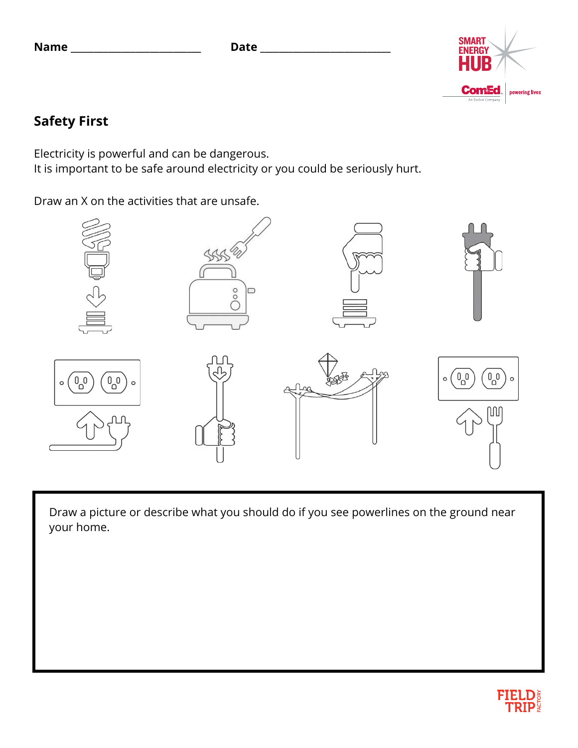Name ________________________ Date ________________________

## Safety First

Electricity is powerful and can be dangerous.
It is important to be safe around electricity or you could be seriously hurt.

Draw an X on the activities that are unsafe.

Draw a picture or describe what you should do if you see powerlines on the ground near your home.